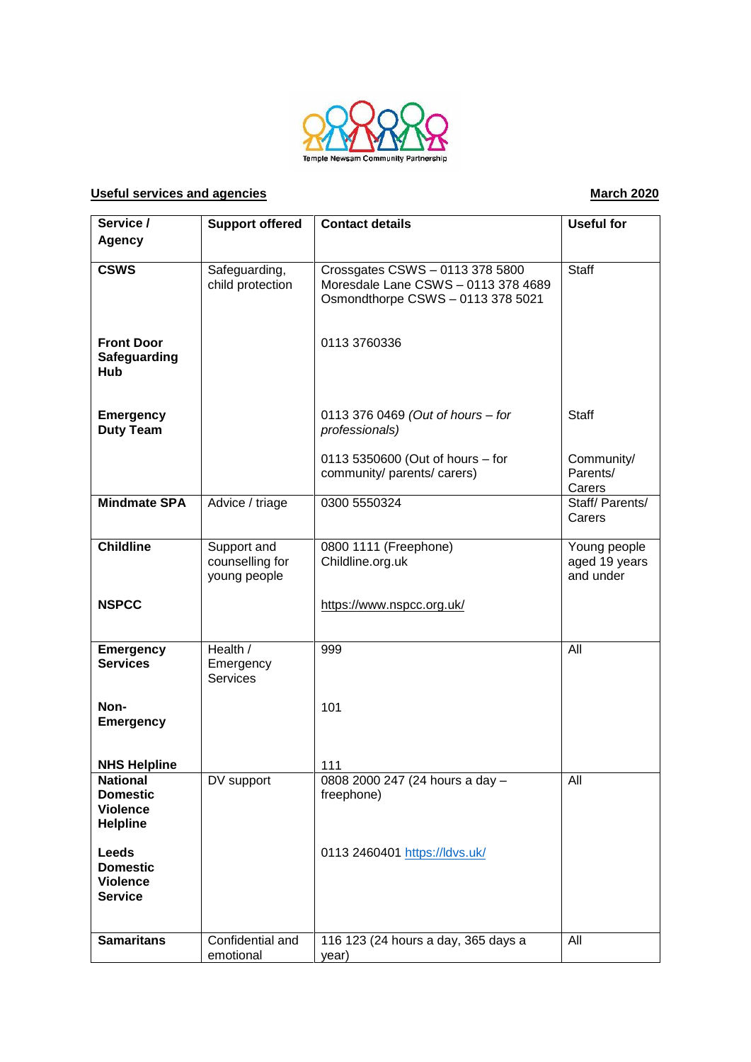Temple Newsam Community Partnership

**Useful services and agencies** **March 2020**

| Service / Agency | Support offered | Contact details | Useful for |
|---|---|---|---|
| **CSWS** | Safeguarding, child protection | Crossgates CSWS – 0113 378 5800<br>Moresdale Lane CSWS – 0113 378 4689<br>Osmondthorpe CSWS – 0113 378 5021 | Staff |
| **Front Door Safeguarding Hub** | | 0113 3760336 | |
| **Emergency Duty Team** | | 0113 376 0469 *(Out of hours – for professionals)* | Staff |
| | | 0113 5350600 (Out of hours – for community/ parents/ carers) | Community/ Parents/ Carers |
| **Mindmate SPA** | Advice / triage | 0300 5550324 | Staff/ Parents/ Carers |
| **Childline** | Support and counselling for young people | 0800 1111 (Freephone)<br>Childline.org.uk | Young people aged 19 years and under |
| **NSPCC** | | https://www.nspcc.org.uk/ | |
| **Emergency Services** | Health / Emergency Services | 999 | All |
| **Non-Emergency** | | 101 | |
| **NHS Helpline** | | 111 | |
| **National Domestic Violence Helpline** | DV support | 0808 2000 247 (24 hours a day – freephone) | All |
| **Leeds Domestic Violence Service** | | 0113 2460401 https://ldvs.uk/ | |
| **Samaritans** | Confidential and emotional | 116 123 (24 hours a day, 365 days a year) | All |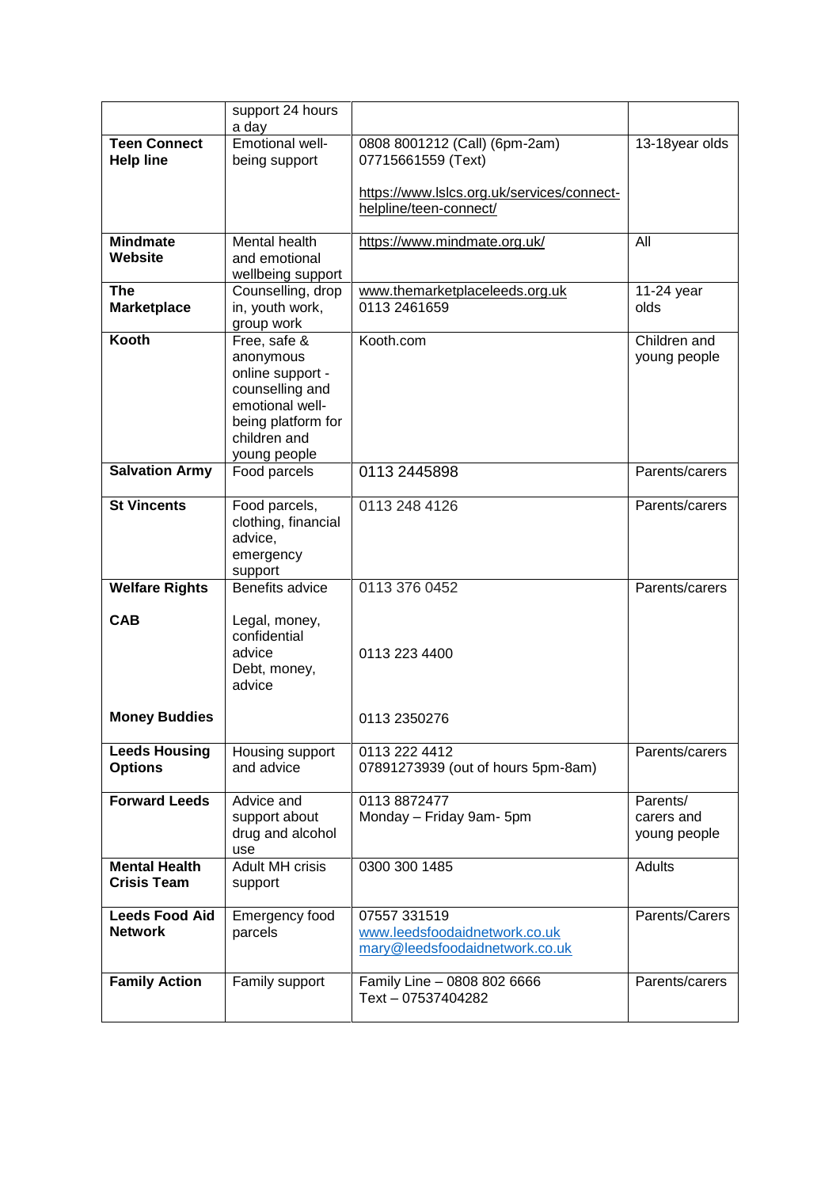| | | | |
|---|---|---|---|
| | support 24 hours a day | | |
| **Teen Connect Help line** | Emotional well-being support | 0808 8001212 (Call) (6pm-2am)<br>07715661559 (Text)<br><br>https://www.lslcs.org.uk/services/connect-helpline/teen-connect/ | 13-18year olds |
| **Mindmate Website** | Mental health and emotional wellbeing support | https://www.mindmate.org.uk/ | All |
| **The Marketplace** | Counselling, drop in, youth work, group work | www.themarketplaceleeds.org.uk<br>0113 2461659 | 11-24 year olds |
| **Kooth** | Free, safe & anonymous online support - counselling and emotional well-being platform for children and young people | Kooth.com | Children and young people |
| **Salvation Army** | Food parcels | 0113 2445898 | Parents/carers |
| **St Vincents** | Food parcels, clothing, financial advice, emergency support | 0113 248 4126 | Parents/carers |
| **Welfare Rights**<br><br>**CAB**<br><br><br><br>**Money Buddies** | Benefits advice<br><br>Legal, money, confidential advice<br>Debt, money, advice | 0113 376 0452<br><br><br>0113 223 4400<br><br><br>0113 2350276 | Parents/carers |
| **Leeds Housing Options** | Housing support and advice | 0113 222 4412<br>07891273939 (out of hours 5pm-8am) | Parents/carers |
| **Forward Leeds** | Advice and support about drug and alcohol use | 0113 8872477<br>Monday – Friday 9am- 5pm | Parents/ carers and young people |
| **Mental Health Crisis Team** | Adult MH crisis support | 0300 300 1485 | Adults |
| **Leeds Food Aid Network** | Emergency food parcels | 07557 331519<br>www.leedsfoodaidnetwork.co.uk<br>mary@leedsfoodaidnetwork.co.uk | Parents/Carers |
| **Family Action** | Family support | Family Line – 0808 802 6666<br>Text – 07537404282 | Parents/carers |